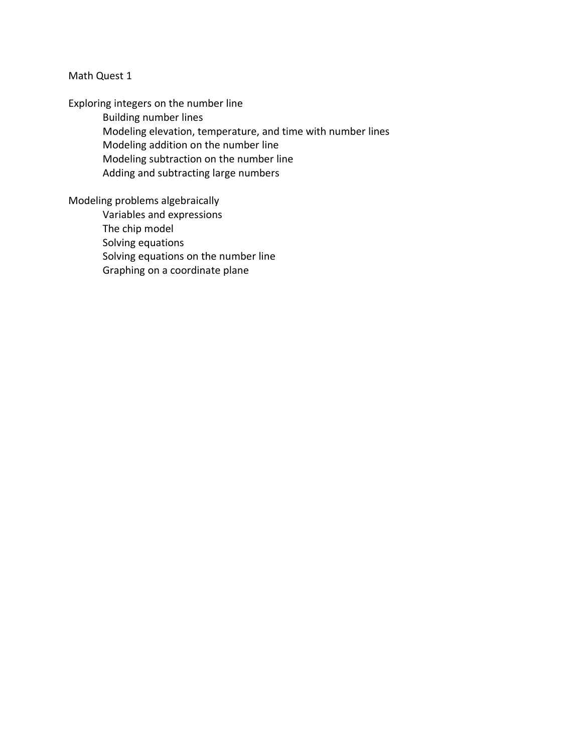# Math Quest 1

## Exploring integers on the number line

- Building number lines
- Modeling elevation, temperature, and time with number lines
- Modeling addition on the number line
- Modeling subtraction on the number line
- Adding and subtracting large numbers

## Modeling problems algebraically

- Variables and expressions
- The chip model
- Solving equations
- Solving equations on the number line
- Graphing on a coordinate plane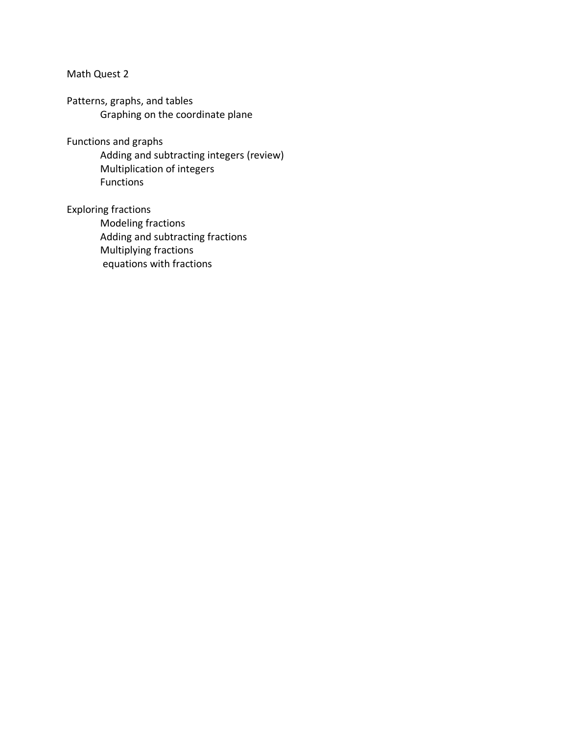Math Quest 2

Patterns, graphs, and tables
- Graphing on the coordinate plane

Functions and graphs
- Adding and subtracting integers (review)
- Multiplication of integers
- Functions

Exploring fractions
- Modeling fractions
- Adding and subtracting fractions
- Multiplying fractions
- equations with fractions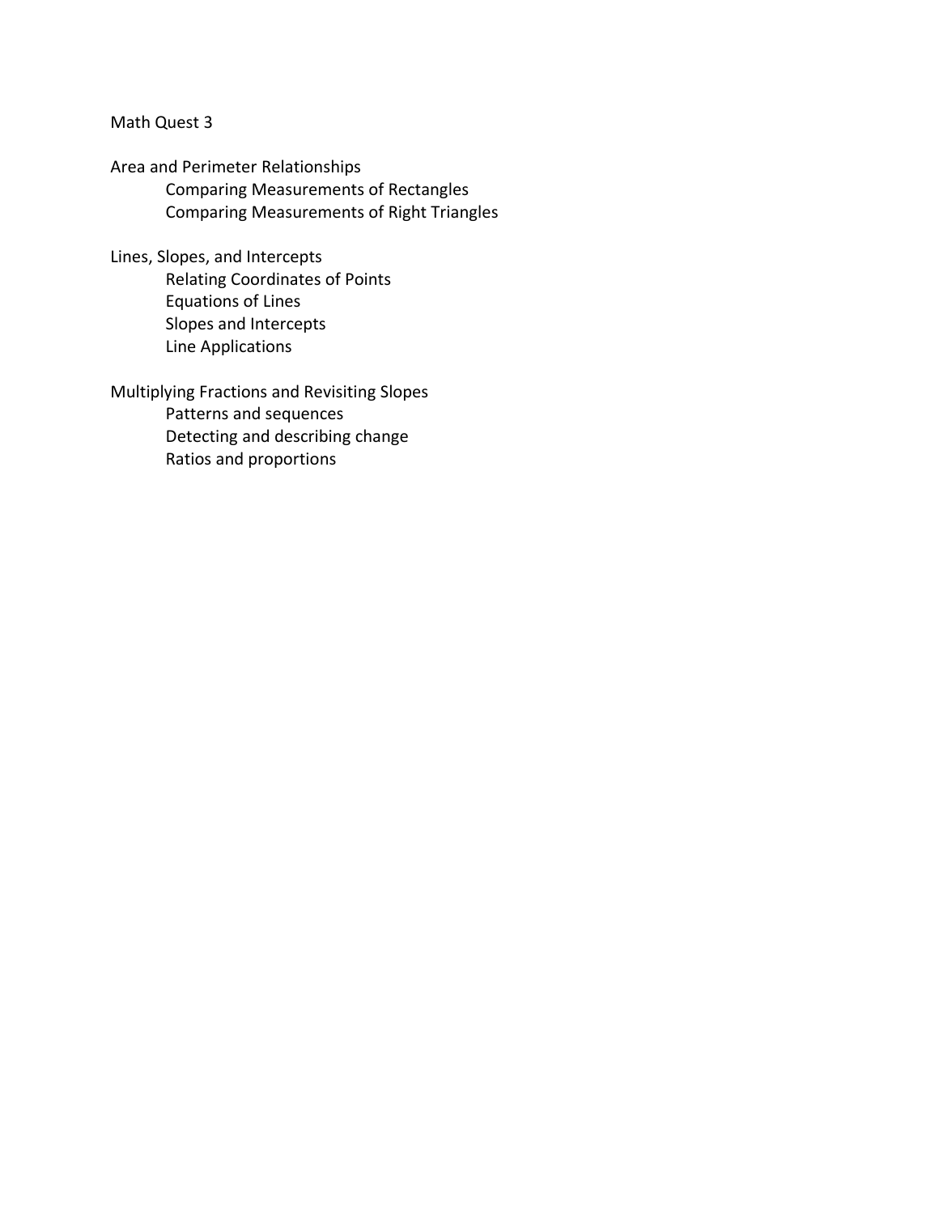# Math Quest 3

## Area and Perimeter Relationships

- Comparing Measurements of Rectangles
- Comparing Measurements of Right Triangles

## Lines, Slopes, and Intercepts

- Relating Coordinates of Points
- Equations of Lines
- Slopes and Intercepts
- Line Applications

## Multiplying Fractions and Revisiting Slopes

- Patterns and sequences
- Detecting and describing change
- Ratios and proportions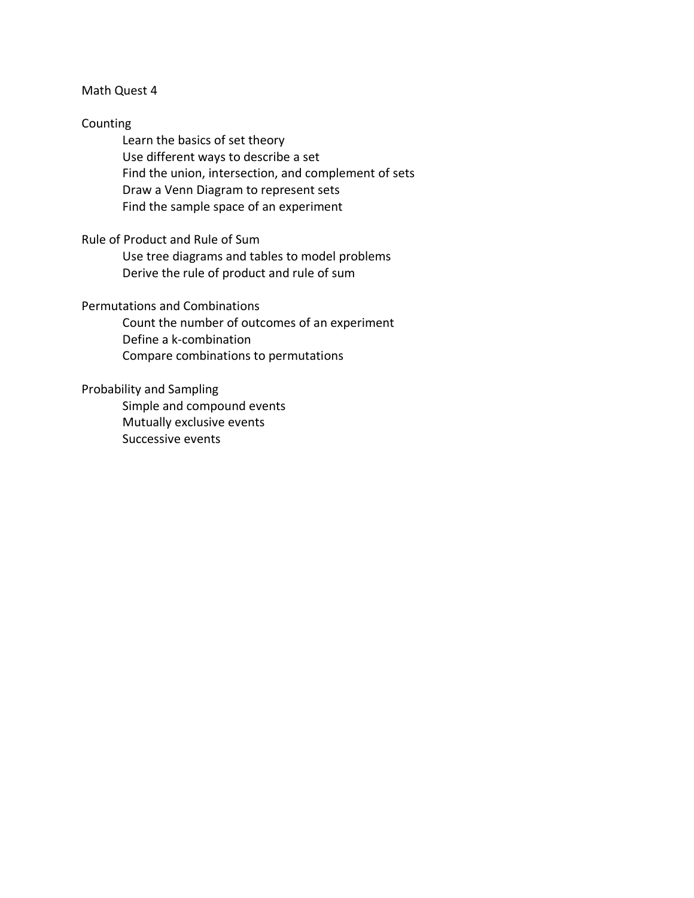# Math Quest 4

## Counting

- Learn the basics of set theory
- Use different ways to describe a set
- Find the union, intersection, and complement of sets
- Draw a Venn Diagram to represent sets
- Find the sample space of an experiment

## Rule of Product and Rule of Sum

- Use tree diagrams and tables to model problems
- Derive the rule of product and rule of sum

## Permutations and Combinations

- Count the number of outcomes of an experiment
- Define a k-combination
- Compare combinations to permutations

## Probability and Sampling

- Simple and compound events
- Mutually exclusive events
- Successive events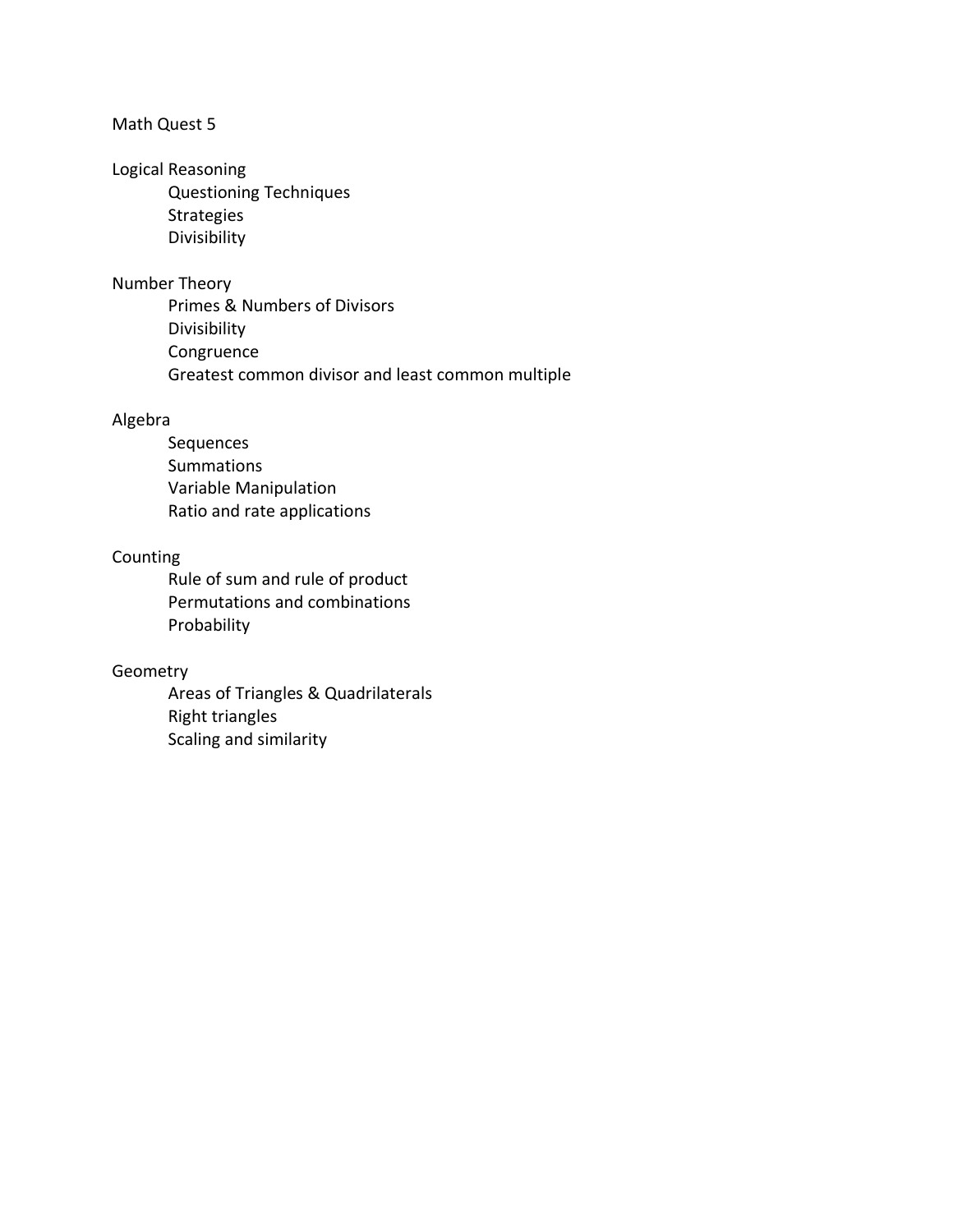# Math Quest 5

## Logical Reasoning

- Questioning Techniques
- Strategies
- Divisibility

## Number Theory

- Primes & Numbers of Divisors
- Divisibility
- Congruence
- Greatest common divisor and least common multiple

## Algebra

- Sequences
- Summations
- Variable Manipulation
- Ratio and rate applications

## Counting

- Rule of sum and rule of product
- Permutations and combinations
- Probability

## Geometry

- Areas of Triangles & Quadrilaterals
- Right triangles
- Scaling and similarity